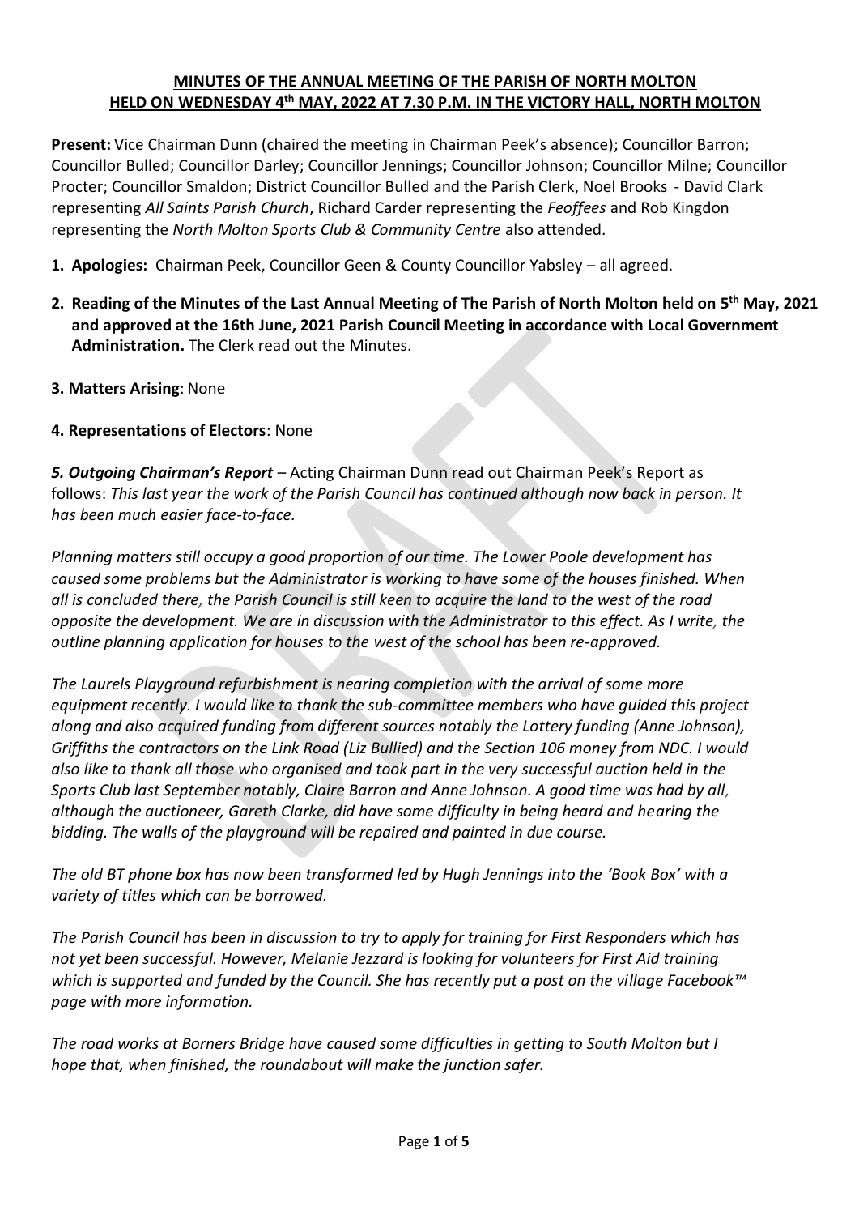**MINUTES OF THE ANNUAL MEETING OF THE PARISH OF NORTH MOLTON HELD ON WEDNESDAY 4th MAY, 2022 AT 7.30 P.M. IN THE VICTORY HALL, NORTH MOLTON**

**Present:** Vice Chairman Dunn (chaired the meeting in Chairman Peek's absence); Councillor Barron; Councillor Bulled; Councillor Darley; Councillor Jennings; Councillor Johnson; Councillor Milne; Councillor Procter; Councillor Smaldon; District Councillor Bulled and the Parish Clerk, Noel Brooks - David Clark representing *All Saints Parish Church*, Richard Carder representing the *Feoffees* and Rob Kingdon representing the *North Molton Sports Club & Community Centre* also attended.

1. **Apologies:** Chairman Peek, Councillor Geen & County Councillor Yabsley – all agreed.

2. **Reading of the Minutes of the Last Annual Meeting of The Parish of North Molton held on 5th May, 2021 and approved at the 16th June, 2021 Parish Council Meeting in accordance with Local Government Administration.** The Clerk read out the Minutes.

3. **Matters Arising**: None

4. **Representations of Electors**: None

***5. Outgoing Chairman's Report*** – Acting Chairman Dunn read out Chairman Peek's Report as follows: *This last year the work of the Parish Council has continued although now back in person. It has been much easier face-to-face.*

*Planning matters still occupy a good proportion of our time. The Lower Poole development has caused some problems but the Administrator is working to have some of the houses finished. When all is concluded there, the Parish Council is still keen to acquire the land to the west of the road opposite the development. We are in discussion with the Administrator to this effect. As I write, the outline planning application for houses to the west of the school has been re-approved.*

*The Laurels Playground refurbishment is nearing completion with the arrival of some more equipment recently. I would like to thank the sub-committee members who have guided this project along and also acquired funding from different sources notably the Lottery funding (Anne Johnson), Griffiths the contractors on the Link Road (Liz Bullied) and the Section 106 money from NDC. I would also like to thank all those who organised and took part in the very successful auction held in the Sports Club last September notably, Claire Barron and Anne Johnson. A good time was had by all, although the auctioneer, Gareth Clarke, did have some difficulty in being heard and hearing the bidding. The walls of the playground will be repaired and painted in due course.*

*The old BT phone box has now been transformed led by Hugh Jennings into the 'Book Box' with a variety of titles which can be borrowed.*

*The Parish Council has been in discussion to try to apply for training for First Responders which has not yet been successful. However, Melanie Jezzard is looking for volunteers for First Aid training which is supported and funded by the Council. She has recently put a post on the village Facebook™ page with more information.*

*The road works at Borners Bridge have caused some difficulties in getting to South Molton but I hope that, when finished, the roundabout will make the junction safer.*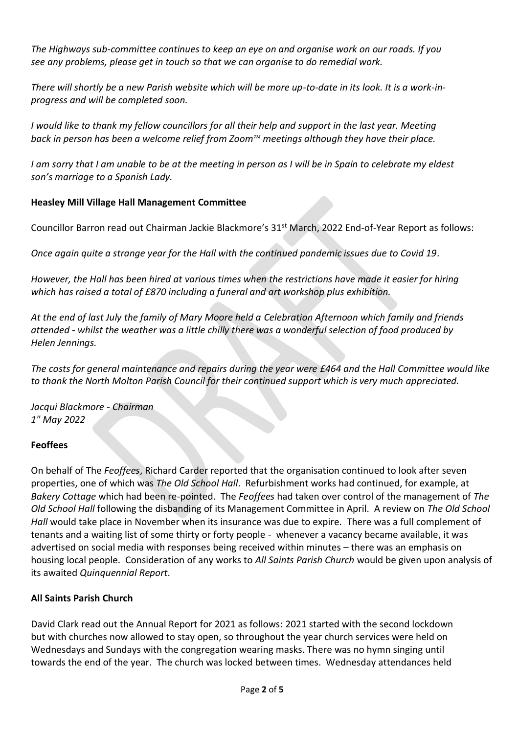*The Highways sub-committee continues to keep an eye on and organise work on our roads. If you see any problems, please get in touch so that we can organise to do remedial work.*

*There will shortly be a new Parish website which will be more up-to-date in its look. It is a work-in-progress and will be completed soon.*

*I would like to thank my fellow councillors for all their help and support in the last year. Meeting back in person has been a welcome relief from Zoom™ meetings although they have their place.*

*I am sorry that I am unable to be at the meeting in person as I will be in Spain to celebrate my eldest son's marriage to a Spanish Lady.*

**Heasley Mill Village Hall Management Committee**

Councillor Barron read out Chairman Jackie Blackmore's 31st March, 2022 End-of-Year Report as follows:

*Once again quite a strange year for the Hall with the continued pandemic issues due to Covid 19.*

*However, the Hall has been hired at various times when the restrictions have made it easier for hiring which has raised a total of £870 including a funeral and art workshop plus exhibition.*

*At the end of last July the family of Mary Moore held a Celebration Afternoon which family and friends attended - whilst the weather was a little chilly there was a wonderful selection of food produced by Helen Jennings.*

*The costs for general maintenance and repairs during the year were £464 and the Hall Committee would like to thank the North Molton Parish Council for their continued support which is very much appreciated.*

*Jacqui Blackmore - Chairman*
*1" May 2022*

**Feoffees**

On behalf of The *Feoffees*, Richard Carder reported that the organisation continued to look after seven properties, one of which was *The Old School Hall*. Refurbishment works had continued, for example, at *Bakery Cottage* which had been re-pointed. The *Feoffees* had taken over control of the management of *The Old School Hall* following the disbanding of its Management Committee in April. A review on *The Old School Hall* would take place in November when its insurance was due to expire. There was a full complement of tenants and a waiting list of some thirty or forty people - whenever a vacancy became available, it was advertised on social media with responses being received within minutes – there was an emphasis on housing local people. Consideration of any works to *All Saints Parish Church* would be given upon analysis of its awaited *Quinquennial Report*.

**All Saints Parish Church**

David Clark read out the Annual Report for 2021 as follows: 2021 started with the second lockdown but with churches now allowed to stay open, so throughout the year church services were held on Wednesdays and Sundays with the congregation wearing masks. There was no hymn singing until towards the end of the year. The church was locked between times. Wednesday attendances held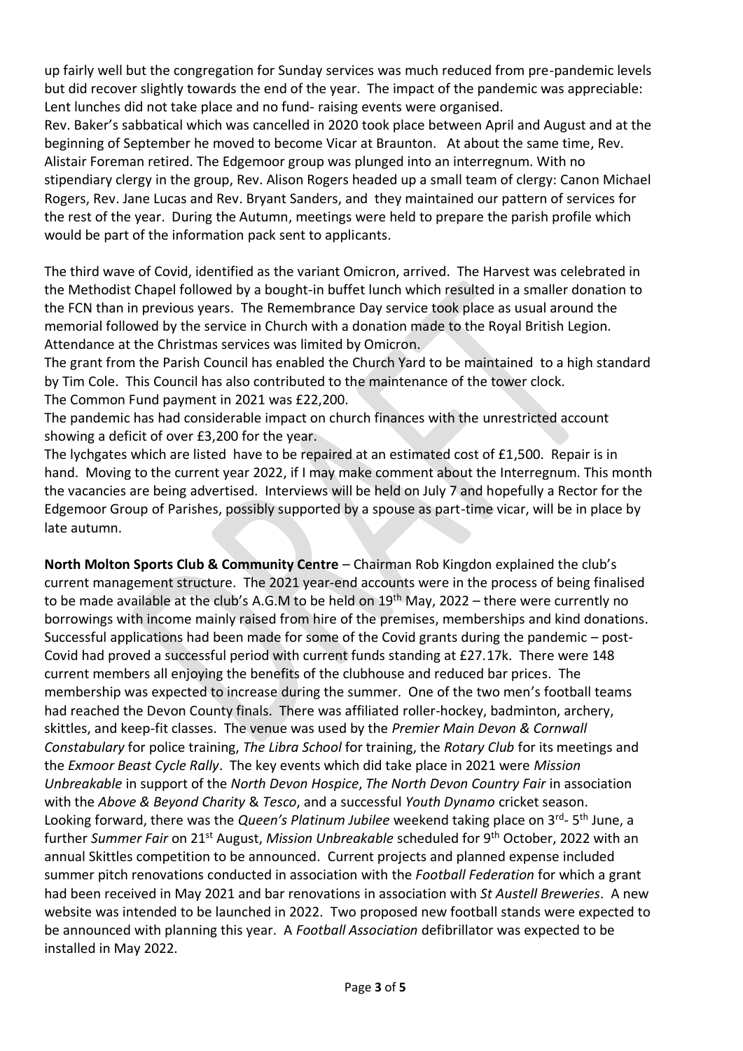up fairly well but the congregation for Sunday services was much reduced from pre-pandemic levels but did recover slightly towards the end of the year. The impact of the pandemic was appreciable: Lent lunches did not take place and no fund- raising events were organised.
Rev. Baker's sabbatical which was cancelled in 2020 took place between April and August and at the beginning of September he moved to become Vicar at Braunton. At about the same time, Rev. Alistair Foreman retired. The Edgemoor group was plunged into an interregnum. With no stipendiary clergy in the group, Rev. Alison Rogers headed up a small team of clergy: Canon Michael Rogers, Rev. Jane Lucas and Rev. Bryant Sanders, and they maintained our pattern of services for the rest of the year. During the Autumn, meetings were held to prepare the parish profile which would be part of the information pack sent to applicants.

The third wave of Covid, identified as the variant Omicron, arrived. The Harvest was celebrated in the Methodist Chapel followed by a bought-in buffet lunch which resulted in a smaller donation to the FCN than in previous years. The Remembrance Day service took place as usual around the memorial followed by the service in Church with a donation made to the Royal British Legion. Attendance at the Christmas services was limited by Omicron.
The grant from the Parish Council has enabled the Church Yard to be maintained to a high standard by Tim Cole. This Council has also contributed to the maintenance of the tower clock.
The Common Fund payment in 2021 was £22,200.
The pandemic has had considerable impact on church finances with the unrestricted account showing a deficit of over £3,200 for the year.
The lychgates which are listed have to be repaired at an estimated cost of £1,500. Repair is in hand. Moving to the current year 2022, if I may make comment about the Interregnum. This month the vacancies are being advertised. Interviews will be held on July 7 and hopefully a Rector for the Edgemoor Group of Parishes, possibly supported by a spouse as part-time vicar, will be in place by late autumn.

**North Molton Sports Club & Community Centre** – Chairman Rob Kingdon explained the club's current management structure. The 2021 year-end accounts were in the process of being finalised to be made available at the club's A.G.M to be held on 19th May, 2022 – there were currently no borrowings with income mainly raised from hire of the premises, memberships and kind donations. Successful applications had been made for some of the Covid grants during the pandemic – post-Covid had proved a successful period with current funds standing at £27.17k. There were 148 current members all enjoying the benefits of the clubhouse and reduced bar prices. The membership was expected to increase during the summer. One of the two men's football teams had reached the Devon County finals. There was affiliated roller-hockey, badminton, archery, skittles, and keep-fit classes. The venue was used by the *Premier Main Devon & Cornwall Constabulary* for police training, *The Libra School* for training, the *Rotary Club* for its meetings and the *Exmoor Beast Cycle Rally*. The key events which did take place in 2021 were *Mission Unbreakable* in support of the *North Devon Hospice*, *The North Devon Country Fair* in association with the *Above & Beyond Charity* & *Tesco*, and a successful *Youth Dynamo* cricket season. Looking forward, there was the *Queen's Platinum Jubilee* weekend taking place on 3rd- 5th June, a further *Summer Fair* on 21st August, *Mission Unbreakable* scheduled for 9th October, 2022 with an annual Skittles competition to be announced. Current projects and planned expense included summer pitch renovations conducted in association with the *Football Federation* for which a grant had been received in May 2021 and bar renovations in association with *St Austell Breweries*. A new website was intended to be launched in 2022. Two proposed new football stands were expected to be announced with planning this year. A *Football Association* defibrillator was expected to be installed in May 2022.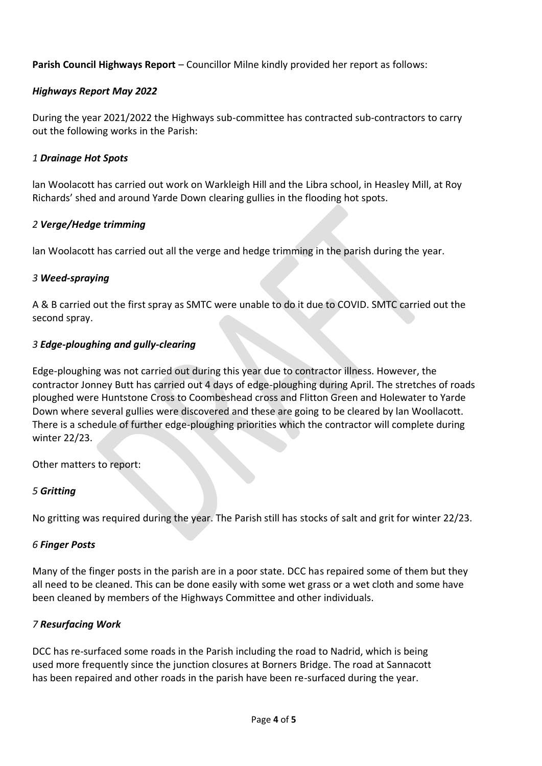**Parish Council Highways Report** – Councillor Milne kindly provided her report as follows:

***Highways Report May 2022***

During the year 2021/2022 the Highways sub-committee has contracted sub-contractors to carry out the following works in the Parish:

*1* ***Drainage Hot Spots***

Ian Woolacott has carried out work on Warkleigh Hill and the Libra school, in Heasley Mill, at Roy Richards' shed and around Yarde Down clearing gullies in the flooding hot spots.

*2* ***Verge/Hedge trimming***

Ian Woolacott has carried out all the verge and hedge trimming in the parish during the year.

*3* ***Weed-spraying***

A & B carried out the first spray as SMTC were unable to do it due to COVID. SMTC carried out the second spray.

*3* ***Edge-ploughing and gully-clearing***

Edge-ploughing was not carried out during this year due to contractor illness. However, the contractor Jonney Butt has carried out 4 days of edge-ploughing during April. The stretches of roads ploughed were Huntstone Cross to Coombeshead cross and Flitton Green and Holewater to Yarde Down where several gullies were discovered and these are going to be cleared by Ian Woollacott. There is a schedule of further edge-ploughing priorities which the contractor will complete during winter 22/23.

Other matters to report:

*5* ***Gritting***

No gritting was required during the year. The Parish still has stocks of salt and grit for winter 22/23.

*6* ***Finger Posts***

Many of the finger posts in the parish are in a poor state. DCC has repaired some of them but they all need to be cleaned. This can be done easily with some wet grass or a wet cloth and some have been cleaned by members of the Highways Committee and other individuals.

*7* ***Resurfacing Work***

DCC has re-surfaced some roads in the Parish including the road to Nadrid, which is being used more frequently since the junction closures at Borners Bridge. The road at Sannacott has been repaired and other roads in the parish have been re-surfaced during the year.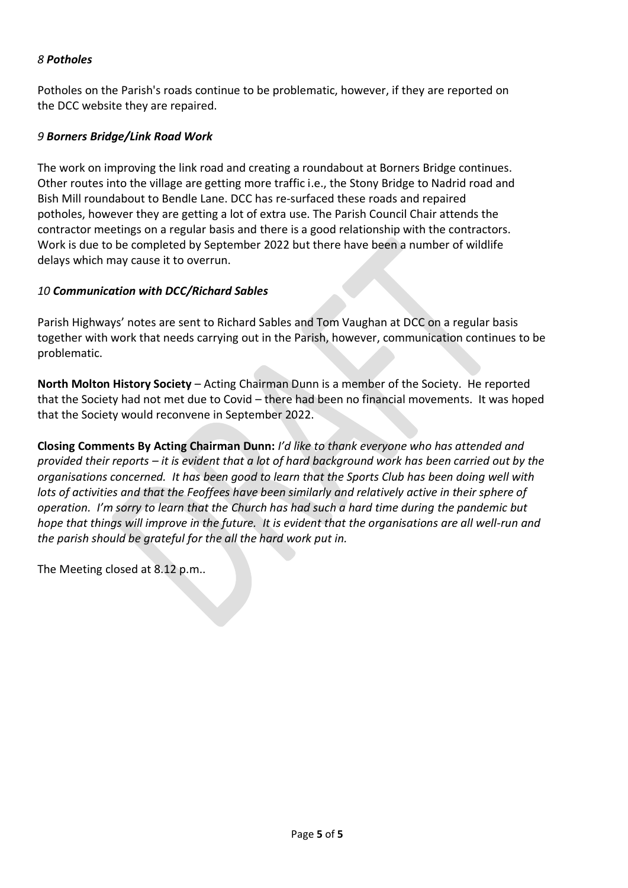*8 **Potholes***

Potholes on the Parish's roads continue to be problematic, however, if they are reported on the DCC website they are repaired.

*9 **Borners Bridge/Link Road Work***

The work on improving the link road and creating a roundabout at Borners Bridge continues. Other routes into the village are getting more traffic i.e., the Stony Bridge to Nadrid road and Bish Mill roundabout to Bendle Lane. DCC has re-surfaced these roads and repaired potholes, however they are getting a lot of extra use. The Parish Council Chair attends the contractor meetings on a regular basis and there is a good relationship with the contractors. Work is due to be completed by September 2022 but there have been a number of wildlife delays which may cause it to overrun.

*10 **Communication with DCC/Richard Sables***

Parish Highways' notes are sent to Richard Sables and Tom Vaughan at DCC on a regular basis together with work that needs carrying out in the Parish, however, communication continues to be problematic.

**North Molton History Society** – Acting Chairman Dunn is a member of the Society. He reported that the Society had not met due to Covid – there had been no financial movements. It was hoped that the Society would reconvene in September 2022.

**Closing Comments By Acting Chairman Dunn:** *I'd like to thank everyone who has attended and provided their reports – it is evident that a lot of hard background work has been carried out by the organisations concerned. It has been good to learn that the Sports Club has been doing well with lots of activities and that the Feoffees have been similarly and relatively active in their sphere of operation. I'm sorry to learn that the Church has had such a hard time during the pandemic but hope that things will improve in the future. It is evident that the organisations are all well-run and the parish should be grateful for the all the hard work put in.*

The Meeting closed at 8.12 p.m..